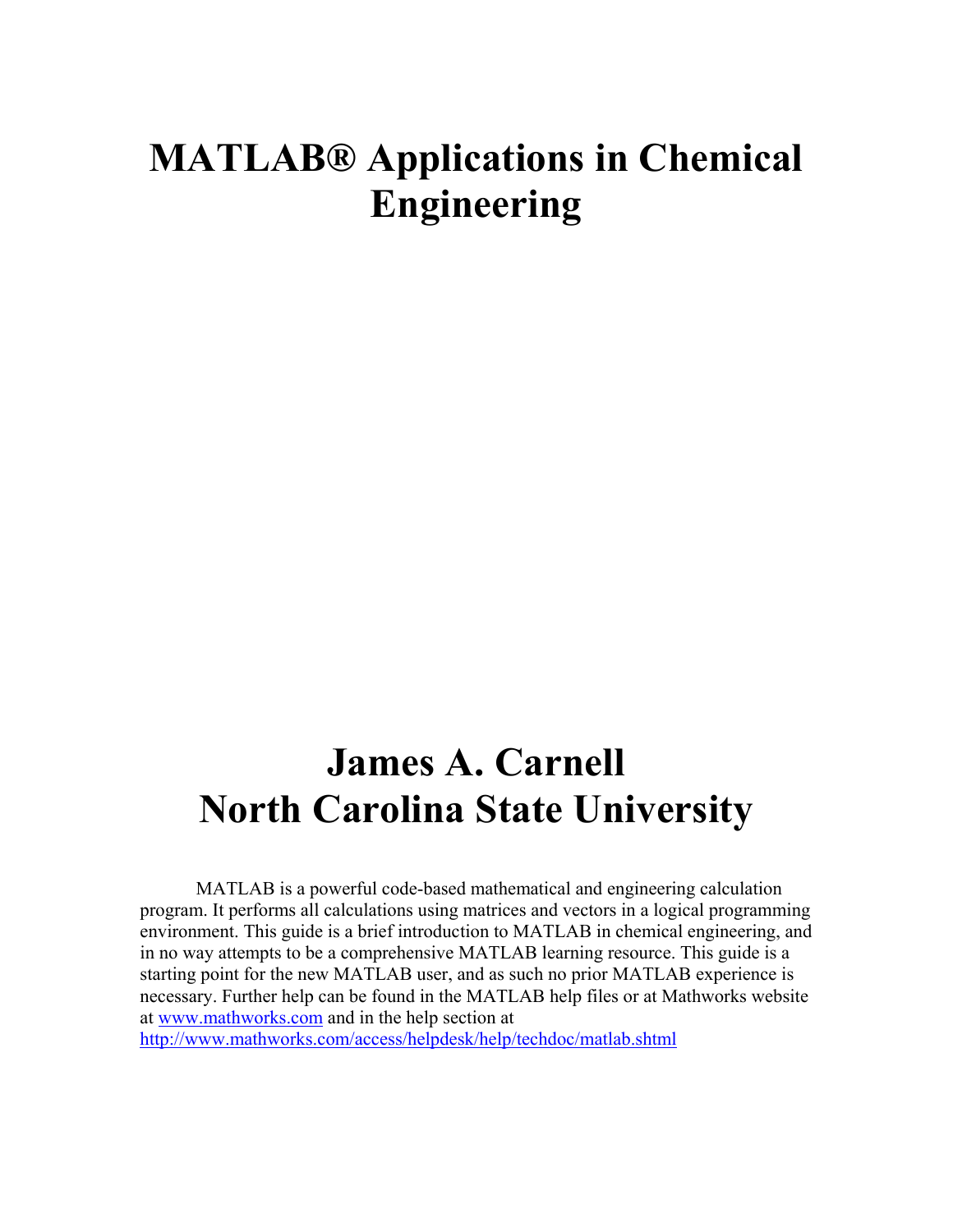# MATLAB® Applications in Chemical Engineering

## James A. Carnell
## North Carolina State University

MATLAB is a powerful code-based mathematical and engineering calculation program. It performs all calculations using matrices and vectors in a logical programming environment. This guide is a brief introduction to MATLAB in chemical engineering, and in no way attempts to be a comprehensive MATLAB learning resource. This guide is a starting point for the new MATLAB user, and as such no prior MATLAB experience is necessary. Further help can be found in the MATLAB help files or at Mathworks website at [www.mathworks.com](www.mathworks.com) and in the help section at [http://www.mathworks.com/access/helpdesk/help/techdoc/matlab.shtml](http://www.mathworks.com/access/helpdesk/help/techdoc/matlab.shtml)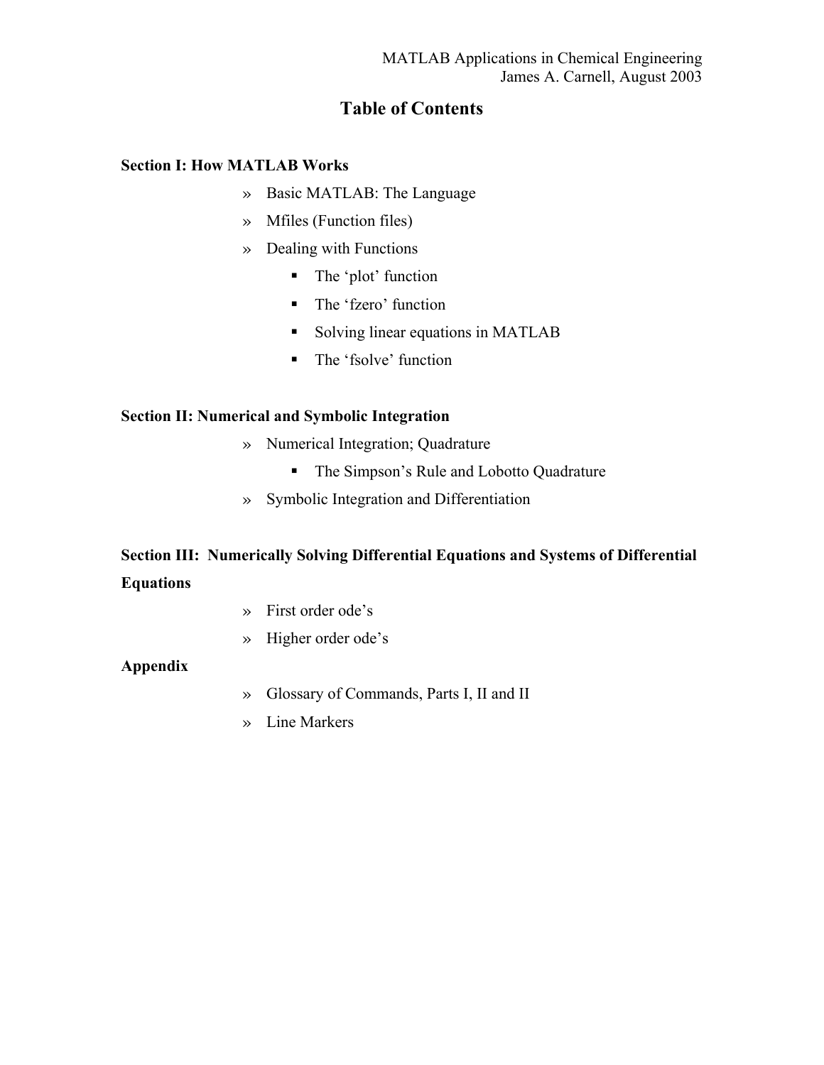# Table of Contents

**Section I: How MATLAB Works**

- » Basic MATLAB: The Language
- » Mfiles (Function files)
- » Dealing with Functions
  - The 'plot' function
  - The 'fzero' function
  - Solving linear equations in MATLAB
  - The 'fsolve' function

**Section II: Numerical and Symbolic Integration**

- » Numerical Integration; Quadrature
  - The Simpson's Rule and Lobotto Quadrature
- » Symbolic Integration and Differentiation

**Section III: Numerically Solving Differential Equations and Systems of Differential Equations**

- » First order ode's
- » Higher order ode's

**Appendix**

- » Glossary of Commands, Parts I, II and II
- » Line Markers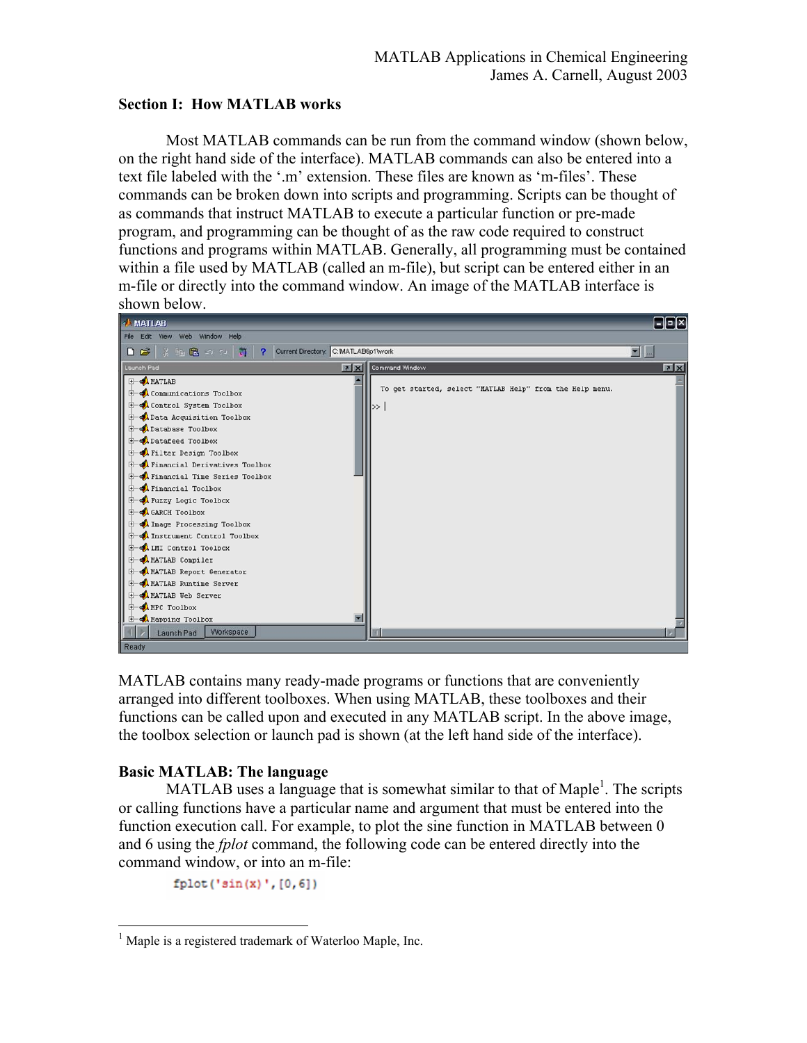## Section I: How MATLAB works

Most MATLAB commands can be run from the command window (shown below, on the right hand side of the interface). MATLAB commands can also be entered into a text file labeled with the '.m' extension. These files are known as 'm-files'. These commands can be broken down into scripts and programming. Scripts can be thought of as commands that instruct MATLAB to execute a particular function or pre-made program, and programming can be thought of as the raw code required to construct functions and programs within MATLAB. Generally, all programming must be contained within a file used by MATLAB (called an m-file), but script can be entered either in an m-file or directly into the command window. An image of the MATLAB interface is shown below.

MATLAB contains many ready-made programs or functions that are conveniently arranged into different toolboxes. When using MATLAB, these toolboxes and their functions can be called upon and executed in any MATLAB script. In the above image, the toolbox selection or launch pad is shown (at the left hand side of the interface).

### Basic MATLAB: The language

MATLAB uses a language that is somewhat similar to that of Maple[1]. The scripts or calling functions have a particular name and argument that must be entered into the function execution call. For example, to plot the sine function in MATLAB between 0 and 6 using the *fplot* command, the following code can be entered directly into the command window, or into an m-file:

```
fplot('sin(x)',[0,6])
```

[1] Maple is a registered trademark of Waterloo Maple, Inc.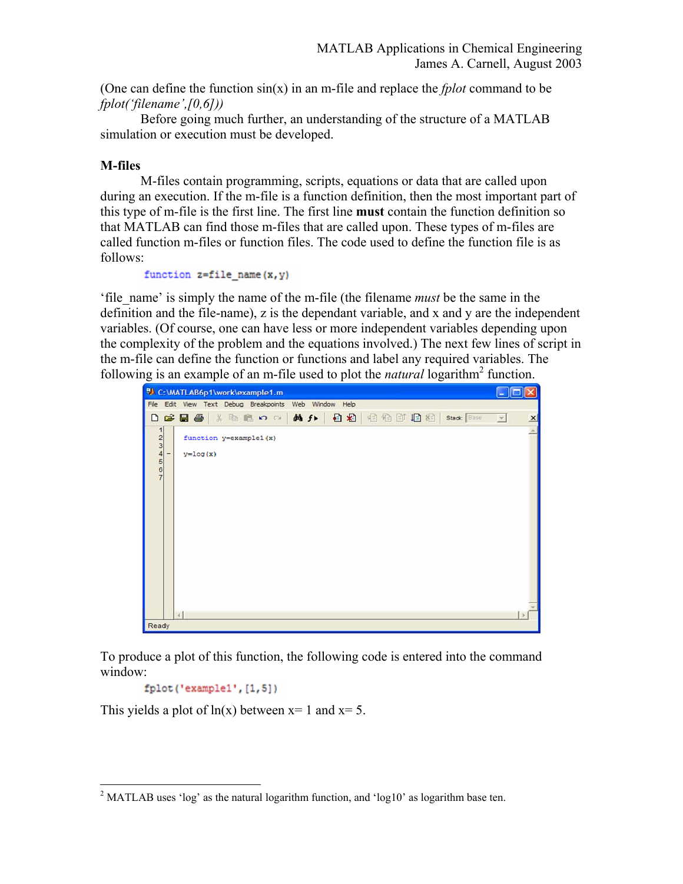(One can define the function sin(x) in an m-file and replace the *fplot* command to be *fplot('filename',[0,6]))*

Before going much further, an understanding of the structure of a MATLAB simulation or execution must be developed.

**M-files**

M-files contain programming, scripts, equations or data that are called upon during an execution. If the m-file is a function definition, then the most important part of this type of m-file is the first line. The first line **must** contain the function definition so that MATLAB can find those m-files that are called upon. These types of m-files are called function m-files or function files. The code used to define the function file is as follows:

```
function z=file_name(x,y)
```

'file_name' is simply the name of the m-file (the filename *must* be the same in the definition and the file-name), z is the dependant variable, and x and y are the independent variables. (Of course, one can have less or more independent variables depending upon the complexity of the problem and the equations involved.) The next few lines of script in the m-file can define the function or functions and label any required variables. The following is an example of an m-file used to plot the *natural* logarithm[2] function.

```
C:\MATLAB6p1\work\example1.m

1
2   function y=example1(x)
3
4 - y=log(x)
5
6
7
```

To produce a plot of this function, the following code is entered into the command window:

```
fplot('example1',[1,5])
```

This yields a plot of ln(x) between x= 1 and x= 5.

[2] MATLAB uses 'log' as the natural logarithm function, and 'log10' as logarithm base ten.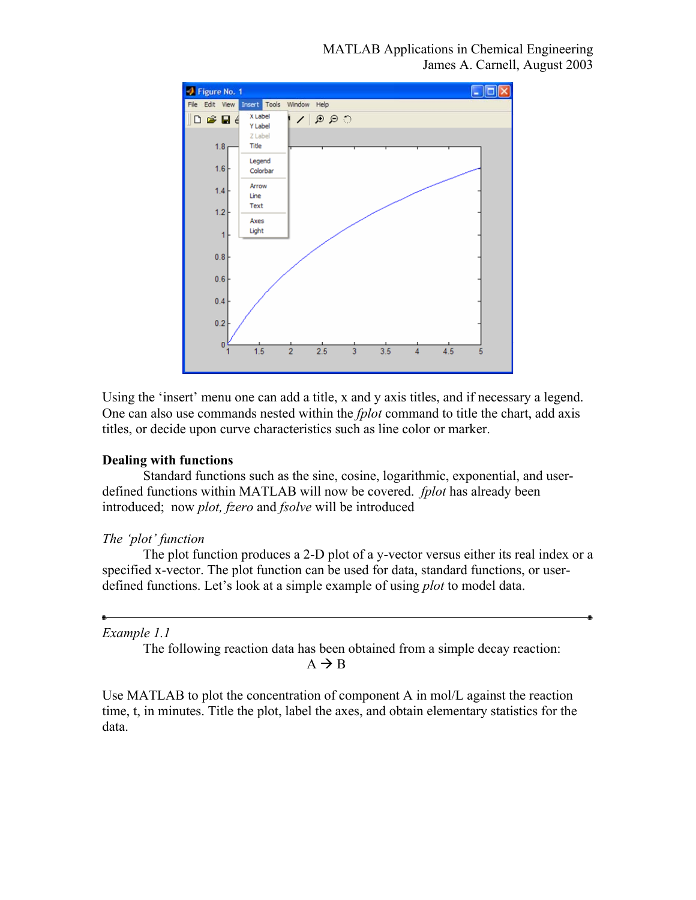Using the 'insert' menu one can add a title, x and y axis titles, and if necessary a legend. One can also use commands nested within the *fplot* command to title the chart, add axis titles, or decide upon curve characteristics such as line color or marker.

**Dealing with functions**

Standard functions such as the sine, cosine, logarithmic, exponential, and user-defined functions within MATLAB will now be covered. *fplot* has already been introduced; now *plot, fzero* and *fsolve* will be introduced

*The 'plot' function*

The plot function produces a 2-D plot of a y-vector versus either its real index or a specified x-vector. The plot function can be used for data, standard functions, or user-defined functions. Let's look at a simple example of using *plot* to model data.

---

*Example 1.1*

The following reaction data has been obtained from a simple decay reaction:

$$A \rightarrow B$$

Use MATLAB to plot the concentration of component A in mol/L against the reaction time, t, in minutes. Title the plot, label the axes, and obtain elementary statistics for the data.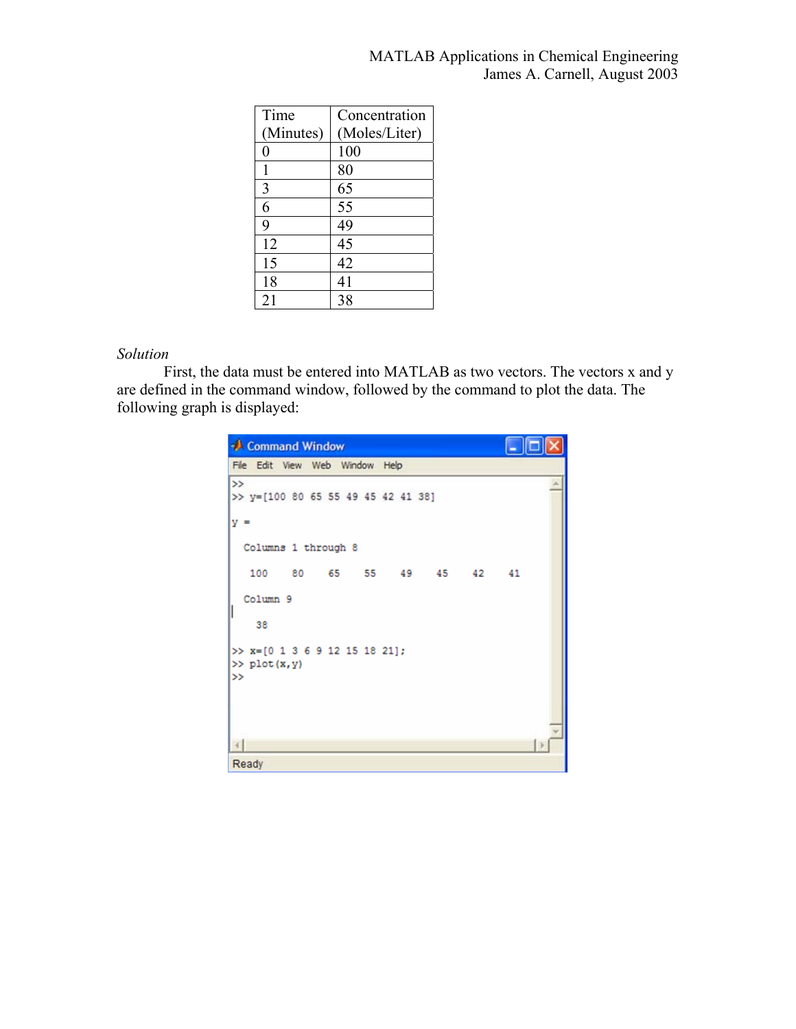| Time (Minutes) | Concentration (Moles/Liter) |
|---|---|
| 0 | 100 |
| 1 | 80 |
| 3 | 65 |
| 6 | 55 |
| 9 | 49 |
| 12 | 45 |
| 15 | 42 |
| 18 | 41 |
| 21 | 38 |

*Solution*

First, the data must be entered into MATLAB as two vectors. The vectors x and y are defined in the command window, followed by the command to plot the data. The following graph is displayed:

```
>>
>> y=[100 80 65 55 49 45 42 41 38]

y =

  Columns 1 through 8

   100    80    65    55    49    45    42    41

  Column 9

    38

>> x=[0 1 3 6 9 12 15 18 21];
>> plot(x,y)
>>
```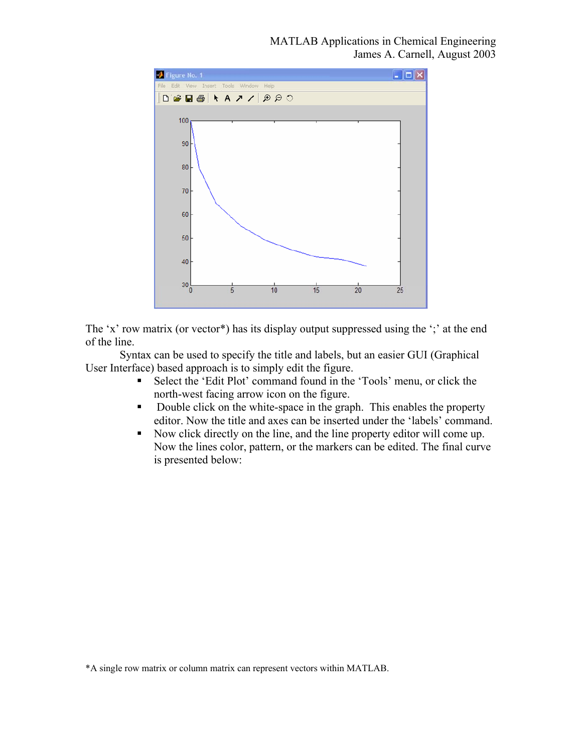The 'x' row matrix (or vector*) has its display output suppressed using the ';' at the end of the line.

Syntax can be used to specify the title and labels, but an easier GUI (Graphical User Interface) based approach is to simply edit the figure.

- Select the 'Edit Plot' command found in the 'Tools' menu, or click the north-west facing arrow icon on the figure.
- Double click on the white-space in the graph. This enables the property editor. Now the title and axes can be inserted under the 'labels' command.
- Now click directly on the line, and the line property editor will come up. Now the lines color, pattern, or the markers can be edited. The final curve is presented below:

*A single row matrix or column matrix can represent vectors within MATLAB.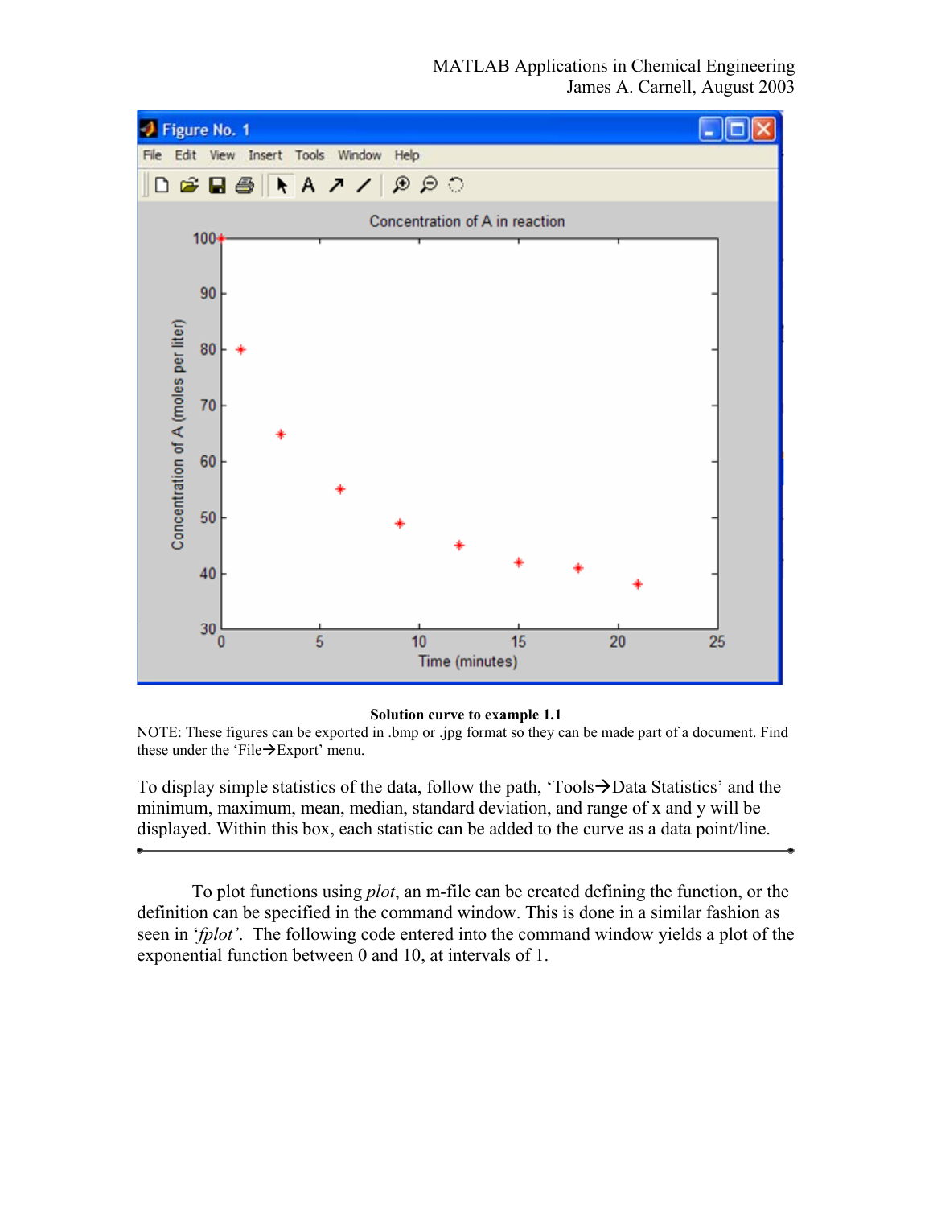**Solution curve to example 1.1**

NOTE: These figures can be exported in .bmp or .jpg format so they can be made part of a document. Find these under the 'File→Export' menu.

To display simple statistics of the data, follow the path, 'Tools→Data Statistics' and the minimum, maximum, mean, median, standard deviation, and range of x and y will be displayed. Within this box, each statistic can be added to the curve as a data point/line.

---

To plot functions using *plot*, an m-file can be created defining the function, or the definition can be specified in the command window. This is done in a similar fashion as seen in '*fplot*'. The following code entered into the command window yields a plot of the exponential function between 0 and 10, at intervals of 1.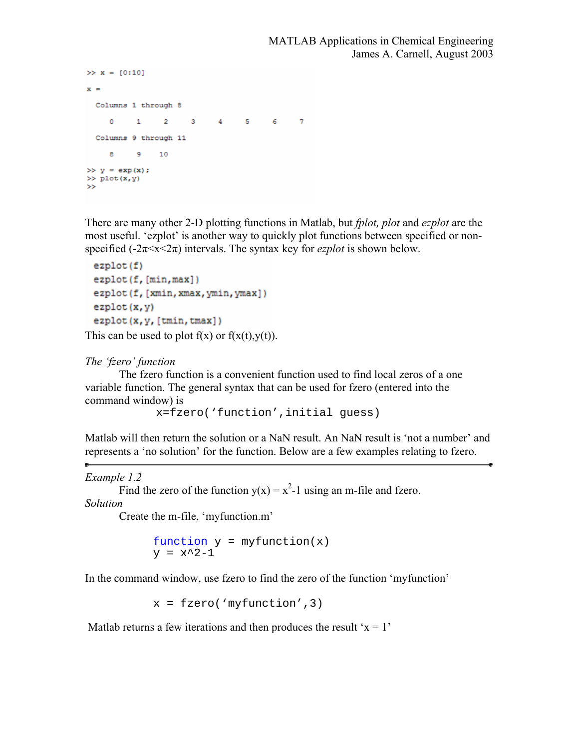```
>> x = [0:10]

x =

  Columns 1 through 8

     0     1     2     3     4     5     6     7

  Columns 9 through 11

     8     9    10

>> y = exp(x);
>> plot(x,y)
>>
```

There are many other 2-D plotting functions in Matlab, but *fplot, plot* and *ezplot* are the most useful. 'ezplot' is another way to quickly plot functions between specified or non-specified ($-2\pi<x<2\pi$) intervals. The syntax key for *ezplot* is shown below.

```
ezplot(f)
ezplot(f,[min,max])
ezplot(f,[xmin,xmax,ymin,ymax])
ezplot(x,y)
ezplot(x,y,[tmin,tmax])
```

This can be used to plot f(x) or f(x(t),y(t)).

*The 'fzero' function*

The fzero function is a convenient function used to find local zeros of a one variable function. The general syntax that can be used for fzero (entered into the command window) is

```
x=fzero('function',initial guess)
```

Matlab will then return the solution or a NaN result. An NaN result is 'not a number' and represents a 'no solution' for the function. Below are a few examples relating to fzero.

---

*Example 1.2*

Find the zero of the function $y(x) = x^2-1$ using an m-file and fzero.

*Solution*

Create the m-file, 'myfunction.m'

```
function y = myfunction(x)
y = x^2-1
```

In the command window, use fzero to find the zero of the function 'myfunction'

```
x = fzero('myfunction',3)
```

Matlab returns a few iterations and then produces the result 'x = 1'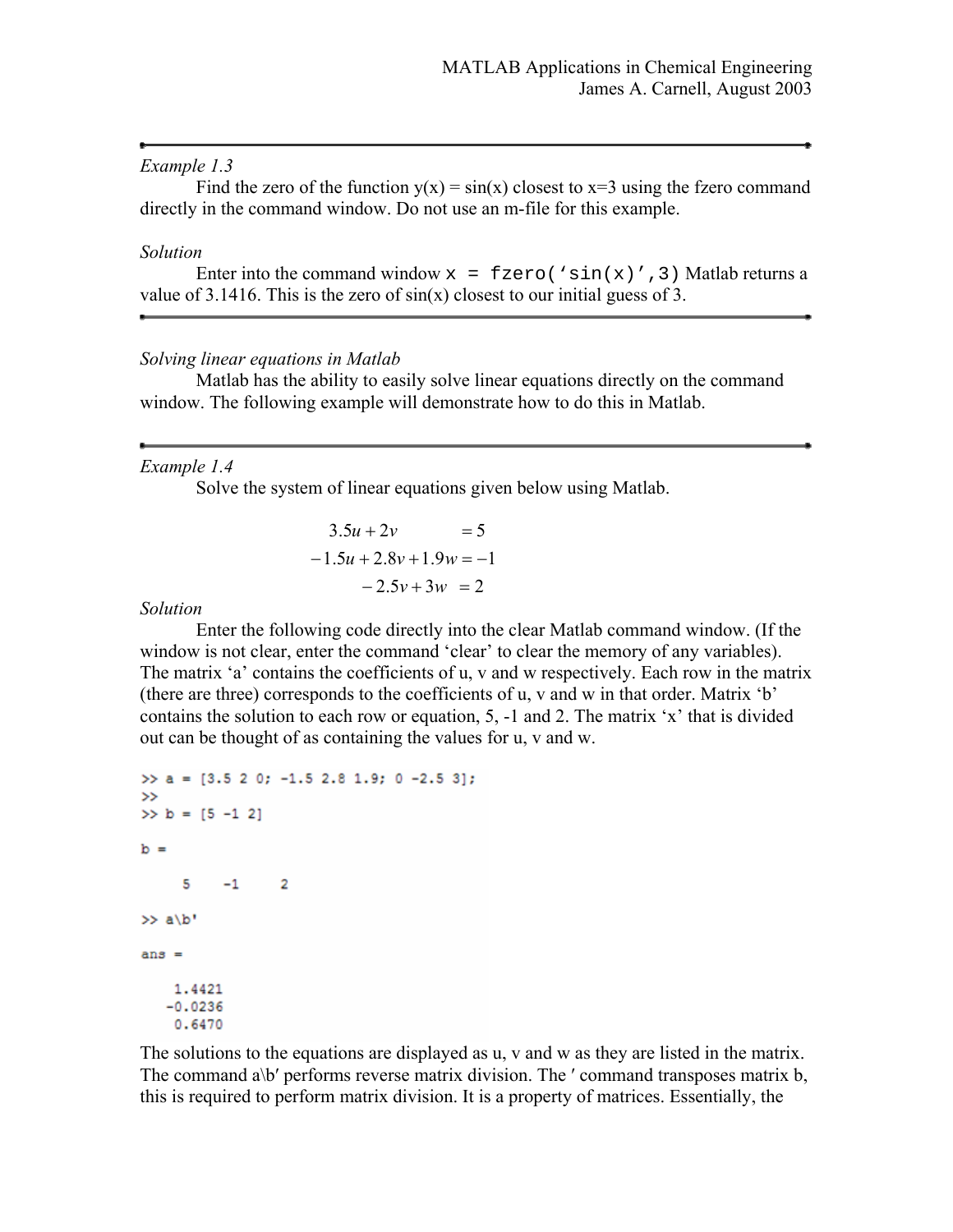*Example 1.3*

Find the zero of the function y(x) = sin(x) closest to x=3 using the fzero command directly in the command window. Do not use an m-file for this example.

*Solution*

Enter into the command window `x = fzero('sin(x)',3)` Matlab returns a value of 3.1416. This is the zero of sin(x) closest to our initial guess of 3.

*Solving linear equations in Matlab*

Matlab has the ability to easily solve linear equations directly on the command window. The following example will demonstrate how to do this in Matlab.

*Example 1.4*

Solve the system of linear equations given below using Matlab.

$$
\begin{aligned}
3.5u + 2v \quad\quad &= 5 \\
-1.5u + 2.8v + 1.9w &= -1 \\
-2.5v + 3w \;\; &= 2
\end{aligned}
$$

*Solution*

Enter the following code directly into the clear Matlab command window. (If the window is not clear, enter the command 'clear' to clear the memory of any variables). The matrix 'a' contains the coefficients of u, v and w respectively. Each row in the matrix (there are three) corresponds to the coefficients of u, v and w in that order. Matrix 'b' contains the solution to each row or equation, 5, -1 and 2. The matrix 'x' that is divided out can be thought of as containing the values for u, v and w.

```
>> a = [3.5 2 0; -1.5 2.8 1.9; 0 -2.5 3];
>>
>> b = [5 -1 2]

b =

     5    -1     2

>> a\b'

ans =

    1.4421
   -0.0236
    0.6470
```

The solutions to the equations are displayed as u, v and w as they are listed in the matrix. The command a\b′ performs reverse matrix division. The ′ command transposes matrix b, this is required to perform matrix division. It is a property of matrices. Essentially, the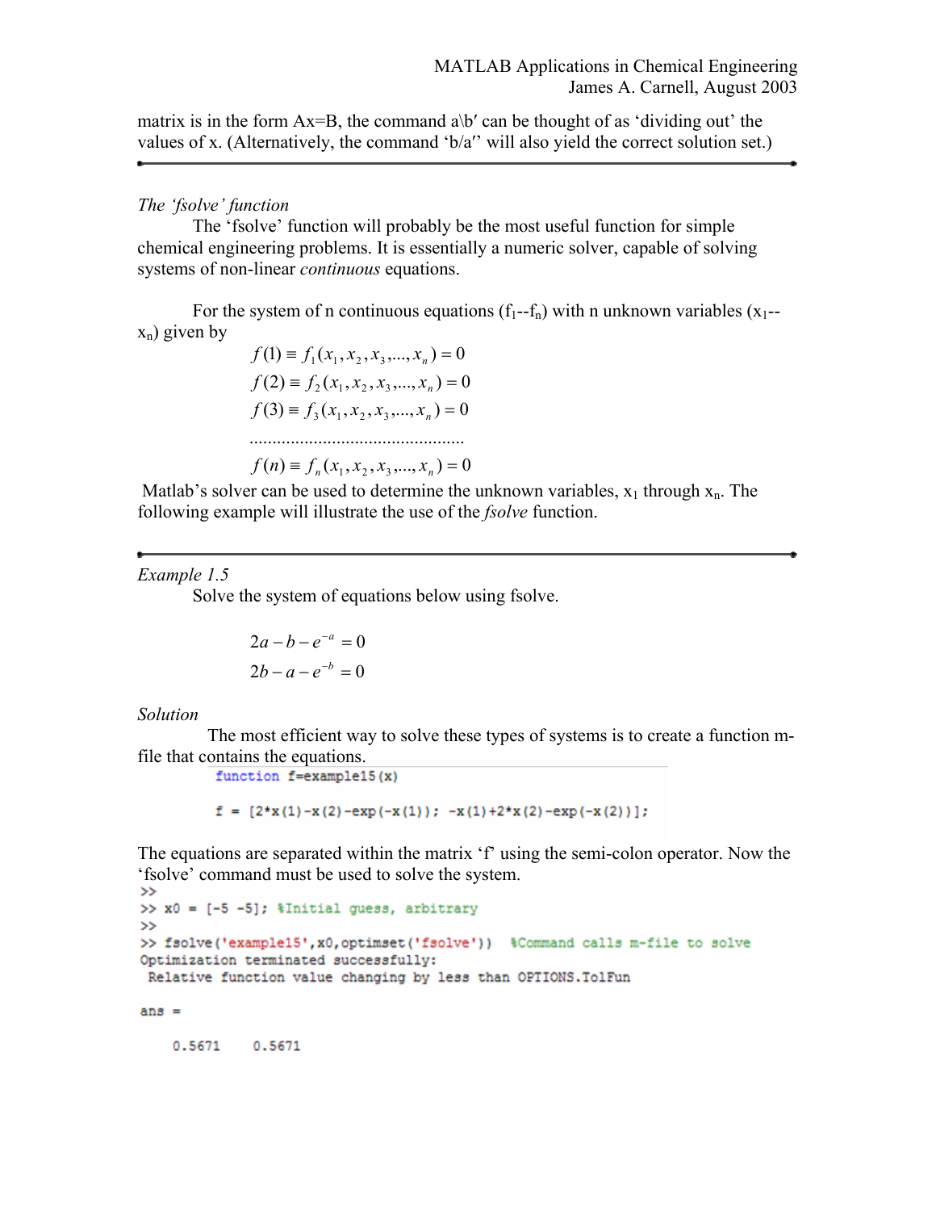matrix is in the form Ax=B, the command a\b′ can be thought of as 'dividing out' the values of x. (Alternatively, the command 'b/a′' will also yield the correct solution set.)

---

*The 'fsolve' function*

The 'fsolve' function will probably be the most useful function for simple chemical engineering problems. It is essentially a numeric solver, capable of solving systems of non-linear *continuous* equations.

For the system of n continuous equations ($f_1$--$f_n$) with n unknown variables ($x_1$--$x_n$) given by

$$f(1) \equiv f_1(x_1, x_2, x_3, ..., x_n) = 0$$
$$f(2) \equiv f_2(x_1, x_2, x_3, ..., x_n) = 0$$
$$f(3) \equiv f_3(x_1, x_2, x_3, ..., x_n) = 0$$
$$..............................................$$
$$f(n) \equiv f_n(x_1, x_2, x_3, ..., x_n) = 0$$

Matlab's solver can be used to determine the unknown variables, $x_1$ through $x_n$. The following example will illustrate the use of the *fsolve* function.

---

*Example 1.5*

Solve the system of equations below using fsolve.

$$2a - b - e^{-a} = 0$$
$$2b - a - e^{-b} = 0$$

*Solution*

The most efficient way to solve these types of systems is to create a function m-file that contains the equations.

```
function f=example15(x)

f = [2*x(1)-x(2)-exp(-x(1)); -x(1)+2*x(2)-exp(-x(2))];
```

The equations are separated within the matrix 'f' using the semi-colon operator. Now the 'fsolve' command must be used to solve the system.

```
>>
>> x0 = [-5 -5]; %Initial guess, arbitrary
>>
>> fsolve('example15',x0,optimset('fsolve'))  %Command calls m-file to solve
Optimization terminated successfully:
 Relative function value changing by less than OPTIONS.TolFun

ans =

    0.5671    0.5671
```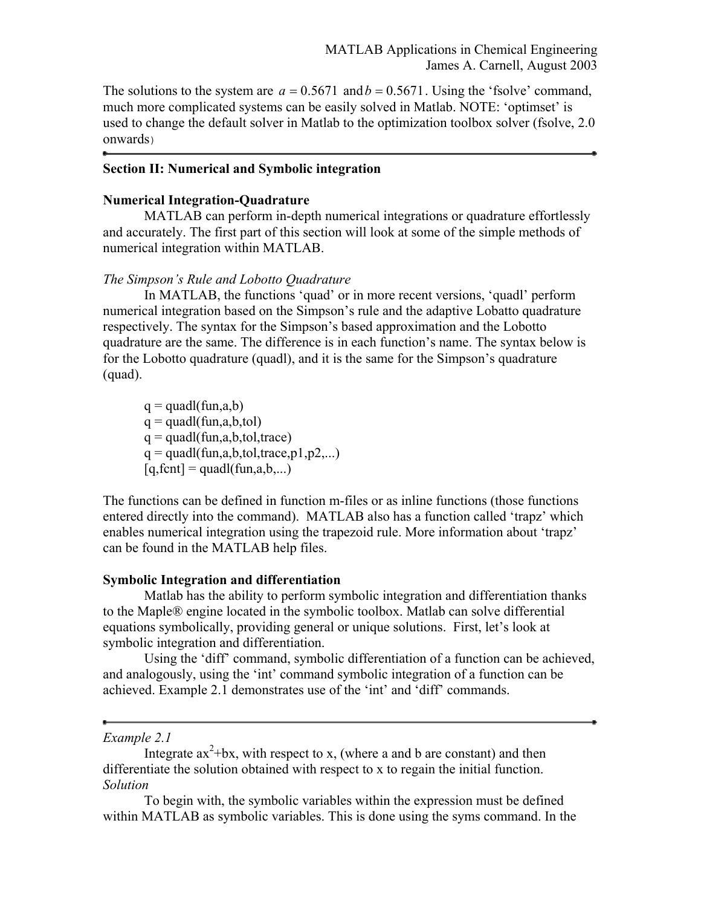The solutions to the system are $a = 0.5671$ and $b = 0.5671$. Using the 'fsolve' command, much more complicated systems can be easily solved in Matlab. NOTE: 'optimset' is used to change the default solver in Matlab to the optimization toolbox solver (fsolve, 2.0 onwards)

---

## Section II: Numerical and Symbolic integration

### Numerical Integration-Quadrature

MATLAB can perform in-depth numerical integrations or quadrature effortlessly and accurately. The first part of this section will look at some of the simple methods of numerical integration within MATLAB.

*The Simpson's Rule and Lobotto Quadrature*

In MATLAB, the functions 'quad' or in more recent versions, 'quadl' perform numerical integration based on the Simpson's rule and the adaptive Lobatto quadrature respectively. The syntax for the Simpson's based approximation and the Lobotto quadrature are the same. The difference is in each function's name. The syntax below is for the Lobotto quadrature (quadl), and it is the same for the Simpson's quadrature (quad).

```
q = quadl(fun,a,b)
q = quadl(fun,a,b,tol)
q = quadl(fun,a,b,tol,trace)
q = quadl(fun,a,b,tol,trace,p1,p2,...)
[q,fcnt] = quadl(fun,a,b,...)
```

The functions can be defined in function m-files or as inline functions (those functions entered directly into the command). MATLAB also has a function called 'trapz' which enables numerical integration using the trapezoid rule. More information about 'trapz' can be found in the MATLAB help files.

### Symbolic Integration and differentiation

Matlab has the ability to perform symbolic integration and differentiation thanks to the Maple® engine located in the symbolic toolbox. Matlab can solve differential equations symbolically, providing general or unique solutions. First, let's look at symbolic integration and differentiation.

Using the 'diff' command, symbolic differentiation of a function can be achieved, and analogously, using the 'int' command symbolic integration of a function can be achieved. Example 2.1 demonstrates use of the 'int' and 'diff' commands.

---

*Example 2.1*

Integrate $ax^2+bx$, with respect to x, (where a and b are constant) and then differentiate the solution obtained with respect to x to regain the initial function.

*Solution*

To begin with, the symbolic variables within the expression must be defined within MATLAB as symbolic variables. This is done using the syms command. In the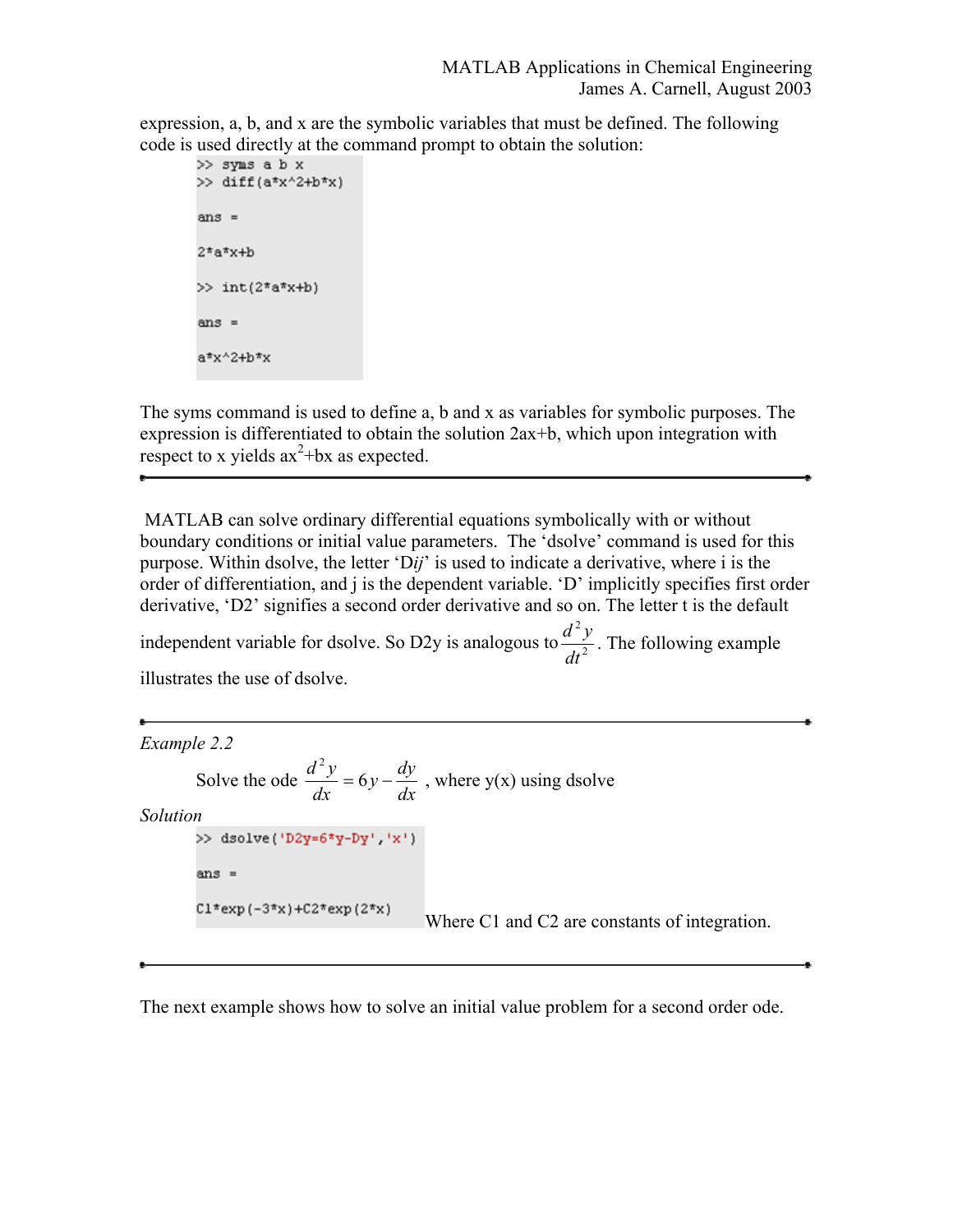expression, a, b, and x are the symbolic variables that must be defined. The following code is used directly at the command prompt to obtain the solution:

```
>> syms a b x
>> diff(a*x^2+b*x)

ans =

2*a*x+b

>> int(2*a*x+b)

ans =

a*x^2+b*x
```

The syms command is used to define a, b and x as variables for symbolic purposes. The expression is differentiated to obtain the solution 2ax+b, which upon integration with respect to x yields $ax^2$+bx as expected.

---

MATLAB can solve ordinary differential equations symbolically with or without boundary conditions or initial value parameters. The 'dsolve' command is used for this purpose. Within dsolve, the letter 'D*ij*' is used to indicate a derivative, where i is the order of differentiation, and j is the dependent variable. 'D' implicitly specifies first order derivative, 'D2' signifies a second order derivative and so on. The letter t is the default independent variable for dsolve. So D2y is analogous to $\frac{d^2y}{dt^2}$. The following example illustrates the use of dsolve.

---

*Example 2.2*

Solve the ode $\frac{d^2y}{dx} = 6y - \frac{dy}{dx}$ , where y(x) using dsolve

*Solution*

```
>> dsolve('D2y=6*y-Dy','x')

ans =

C1*exp(-3*x)+C2*exp(2*x)
```

Where C1 and C2 are constants of integration.

---

The next example shows how to solve an initial value problem for a second order ode.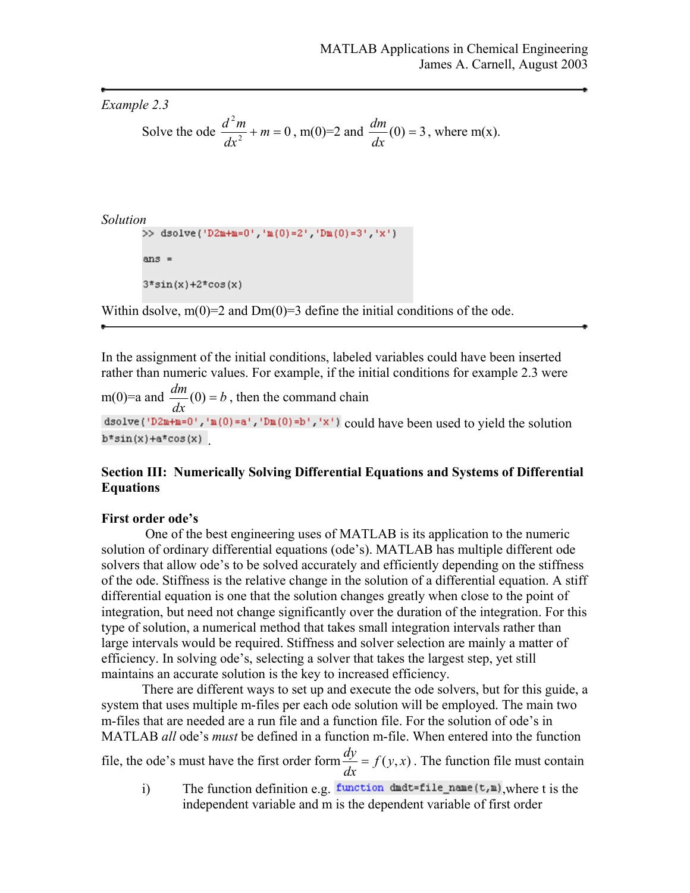*Example 2.3*

Solve the ode $\frac{d^2m}{dx^2} + m = 0$, m(0)=2 and $\frac{dm}{dx}(0) = 3$, where m(x).

*Solution*

```
>> dsolve('D2m+m=0','m(0)=2','Dm(0)=3','x')

ans =

3*sin(x)+2*cos(x)
```

Within dsolve, m(0)=2 and Dm(0)=3 define the initial conditions of the ode.

---

In the assignment of the initial conditions, labeled variables could have been inserted rather than numeric values. For example, if the initial conditions for example 2.3 were m(0)=a and $\frac{dm}{dx}(0) = b$, then the command chain `dsolve('D2m+m=0','m(0)=a','Dm(0)=b','x')` could have been used to yield the solution `b*sin(x)+a*cos(x)`.

## Section III: Numerically Solving Differential Equations and Systems of Differential Equations

### First order ode's

One of the best engineering uses of MATLAB is its application to the numeric solution of ordinary differential equations (ode's). MATLAB has multiple different ode solvers that allow ode's to be solved accurately and efficiently depending on the stiffness of the ode. Stiffness is the relative change in the solution of a differential equation. A stiff differential equation is one that the solution changes greatly when close to the point of integration, but need not change significantly over the duration of the integration. For this type of solution, a numerical method that takes small integration intervals rather than large intervals would be required. Stiffness and solver selection are mainly a matter of efficiency. In solving ode's, selecting a solver that takes the largest step, yet still maintains an accurate solution is the key to increased efficiency.

There are different ways to set up and execute the ode solvers, but for this guide, a system that uses multiple m-files per each ode solution will be employed. The main two m-files that are needed are a run file and a function file. For the solution of ode's in MATLAB *all* ode's *must* be defined in a function m-file. When entered into the function file, the ode's must have the first order form $\frac{dy}{dx} = f(y,x)$. The function file must contain

i) The function definition e.g. `function dmdt=file_name(t,m)`,where t is the independent variable and m is the dependent variable of first order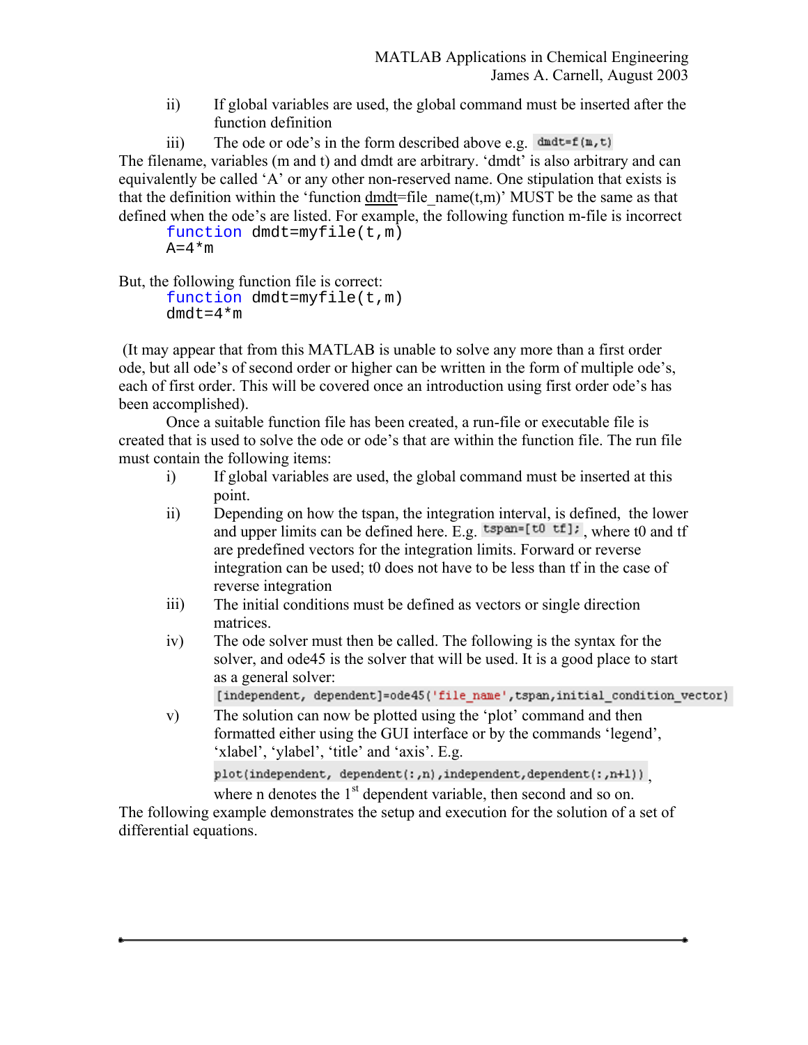ii) If global variables are used, the global command must be inserted after the function definition

iii) The ode or ode's in the form described above e.g. `dmdt=f(m,t)`

The filename, variables (m and t) and dmdt are arbitrary. 'dmdt' is also arbitrary and can equivalently be called 'A' or any other non-reserved name. One stipulation that exists is that the definition within the 'function dmdt=file_name(t,m)' MUST be the same as that defined when the ode's are listed. For example, the following function m-file is incorrect

```
function dmdt=myfile(t,m)
A=4*m
```

But, the following function file is correct:

```
function dmdt=myfile(t,m)
dmdt=4*m
```

(It may appear that from this MATLAB is unable to solve any more than a first order ode, but all ode's of second order or higher can be written in the form of multiple ode's, each of first order. This will be covered once an introduction using first order ode's has been accomplished).

Once a suitable function file has been created, a run-file or executable file is created that is used to solve the ode or ode's that are within the function file. The run file must contain the following items:

i) If global variables are used, the global command must be inserted at this point.

ii) Depending on how the tspan, the integration interval, is defined, the lower and upper limits can be defined here. E.g. `tspan=[t0 tf];`, where t0 and tf are predefined vectors for the integration limits. Forward or reverse integration can be used; t0 does not have to be less than tf in the case of reverse integration

iii) The initial conditions must be defined as vectors or single direction matrices.

iv) The ode solver must then be called. The following is the syntax for the solver, and ode45 is the solver that will be used. It is a good place to start as a general solver:

```
[independent, dependent]=ode45('file_name',tspan,initial_condition_vector)
```

v) The solution can now be plotted using the 'plot' command and then formatted either using the GUI interface or by the commands 'legend', 'xlabel', 'ylabel', 'title' and 'axis'. E.g.

```
plot(independent, dependent(:,n),independent,dependent(:,n+1))
```

, where n denotes the 1st dependent variable, then second and so on.

The following example demonstrates the setup and execution for the solution of a set of differential equations.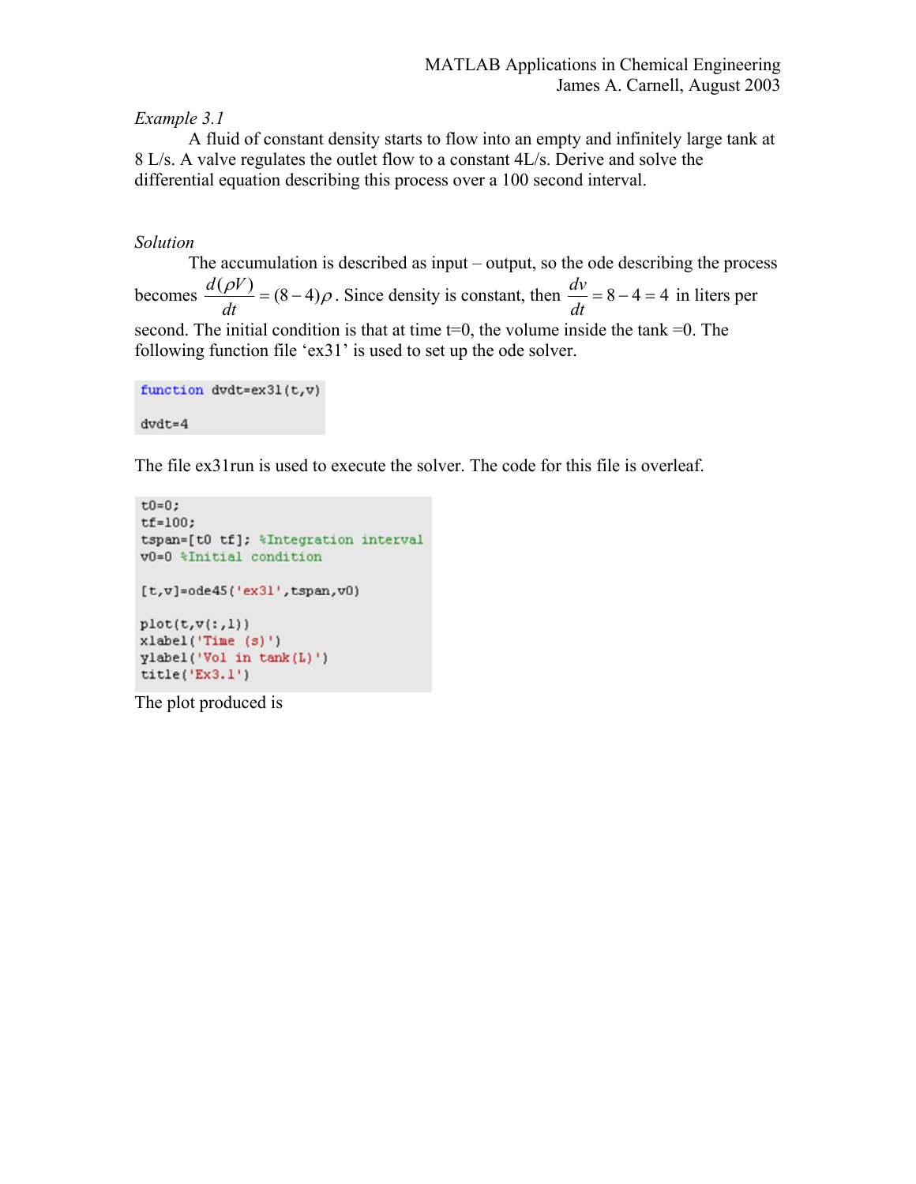*Example 3.1*

A fluid of constant density starts to flow into an empty and infinitely large tank at 8 L/s. A valve regulates the outlet flow to a constant 4L/s. Derive and solve the differential equation describing this process over a 100 second interval.

*Solution*

The accumulation is described as input – output, so the ode describing the process becomes $\frac{d(\rho V)}{dt} = (8-4)\rho$. Since density is constant, then $\frac{dv}{dt} = 8 - 4 = 4$ in liters per second. The initial condition is that at time t=0, the volume inside the tank =0. The following function file 'ex31' is used to set up the ode solver.

```
function dvdt=ex31(t,v)

dvdt=4
```

The file ex31run is used to execute the solver. The code for this file is overleaf.

```
t0=0;
tf=100;
tspan=[t0 tf]; %Integration interval
v0=0 %Initial condition

[t,v]=ode45('ex31',tspan,v0)

plot(t,v(:,1))
xlabel('Time (s)')
ylabel('Vol in tank(L)')
title('Ex3.1')
```

The plot produced is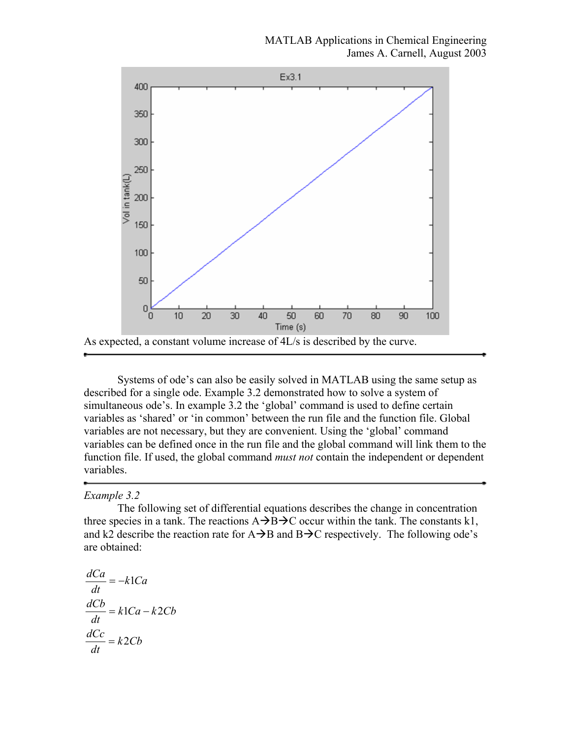As expected, a constant volume increase of 4L/s is described by the curve.

---

Systems of ode's can also be easily solved in MATLAB using the same setup as described for a single ode. Example 3.2 demonstrated how to solve a system of simultaneous ode's. In example 3.2 the 'global' command is used to define certain variables as 'shared' or 'in common' between the run file and the function file. Global variables are not necessary, but they are convenient. Using the 'global' command variables can be defined once in the run file and the global command will link them to the function file. If used, the global command *must not* contain the independent or dependent variables.

---

*Example 3.2*

The following set of differential equations describes the change in concentration three species in a tank. The reactions A→B→C occur within the tank. The constants k1, and k2 describe the reaction rate for A→B and B→C respectively. The following ode's are obtained:

$$\frac{dCa}{dt} = -k1Ca$$

$$\frac{dCb}{dt} = k1Ca - k2Cb$$

$$\frac{dCc}{dt} = k2Cb$$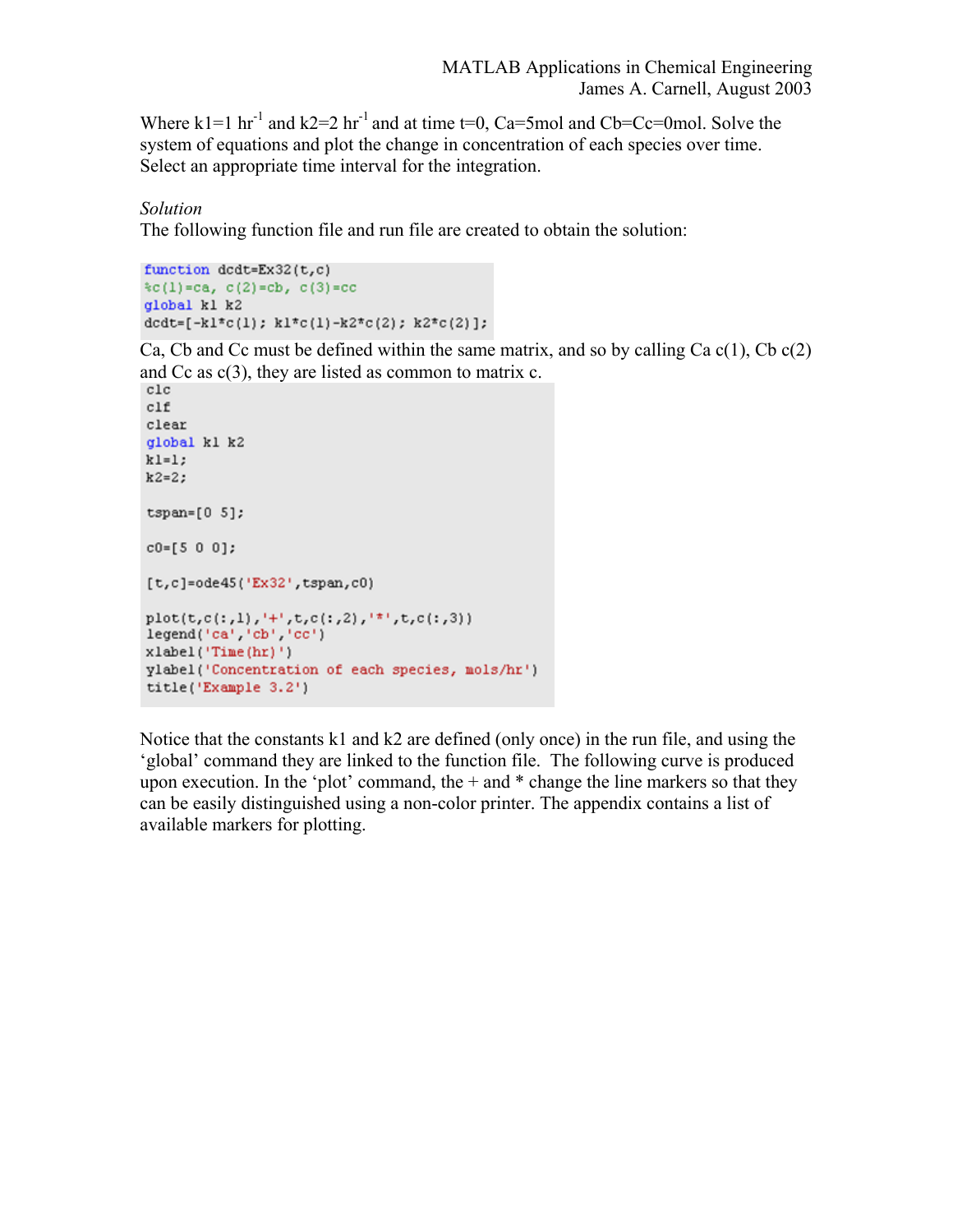Where k1=1 $hr^{-1}$ and k2=2 $hr^{-1}$ and at time t=0, Ca=5mol and Cb=Cc=0mol. Solve the system of equations and plot the change in concentration of each species over time. Select an appropriate time interval for the integration.

*Solution*

The following function file and run file are created to obtain the solution:

```
function dcdt=Ex32(t,c)
%c(1)=ca, c(2)=cb, c(3)=cc
global k1 k2
dcdt=[-k1*c(1); k1*c(1)-k2*c(2); k2*c(2)];
```

Ca, Cb and Cc must be defined within the same matrix, and so by calling Ca c(1), Cb c(2) and Cc as c(3), they are listed as common to matrix c.

```
clc
clf
clear
global k1 k2
k1=1;
k2=2;

tspan=[0 5];

c0=[5 0 0];

[t,c]=ode45('Ex32',tspan,c0)

plot(t,c(:,1),'+',t,c(:,2),'*',t,c(:,3))
legend('ca','cb','cc')
xlabel('Time(hr)')
ylabel('Concentration of each species, mols/hr')
title('Example 3.2')
```

Notice that the constants k1 and k2 are defined (only once) in the run file, and using the 'global' command they are linked to the function file. The following curve is produced upon execution. In the 'plot' command, the + and * change the line markers so that they can be easily distinguished using a non-color printer. The appendix contains a list of available markers for plotting.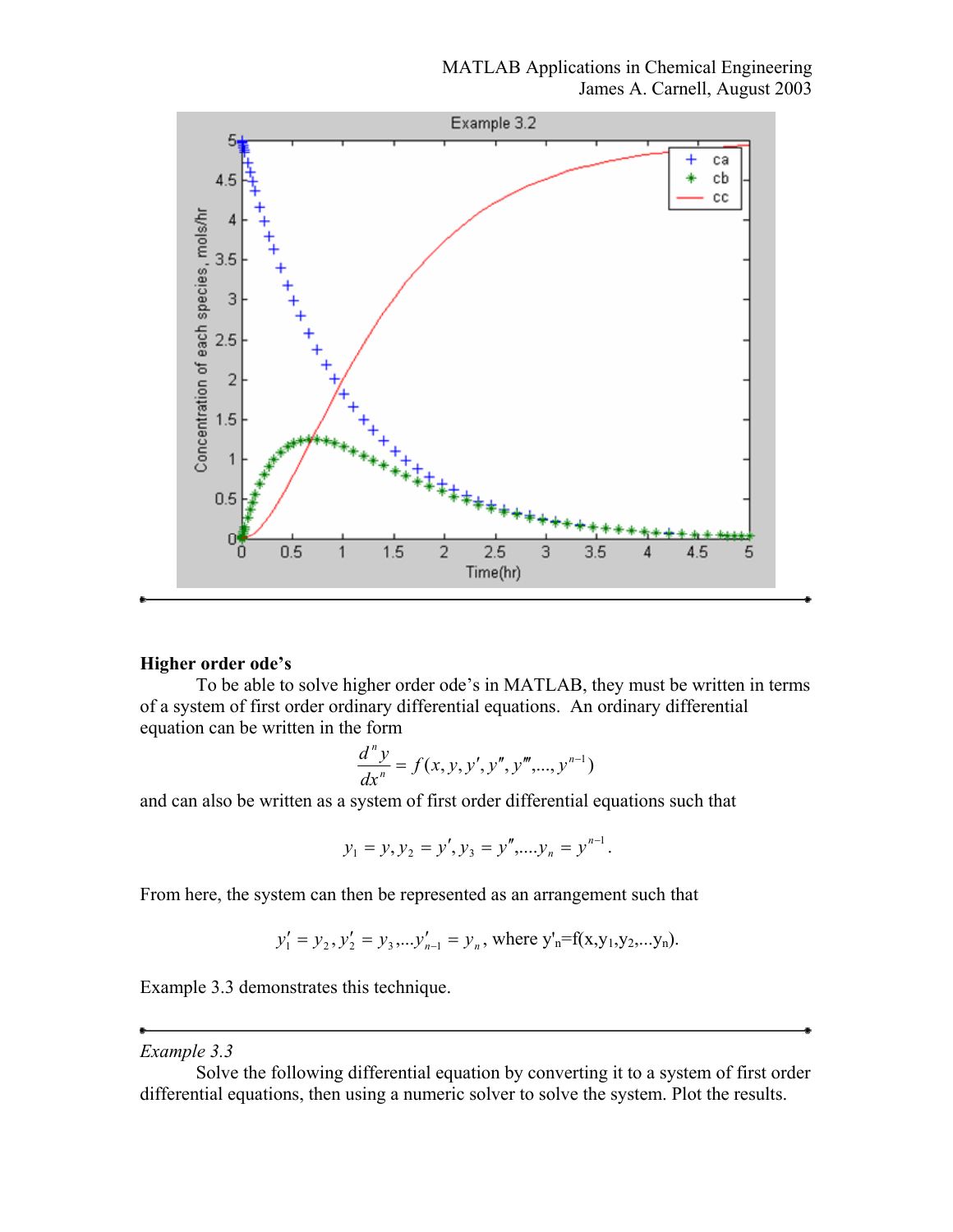## Higher order ode's

To be able to solve higher order ode's in MATLAB, they must be written in terms of a system of first order ordinary differential equations. An ordinary differential equation can be written in the form

$$\frac{d^n y}{dx^n} = f(x, y, y', y'', y''', \ldots, y^{n-1})$$

and can also be written as a system of first order differential equations such that

$$y_1 = y, y_2 = y', y_3 = y'', \ldots. y_n = y^{n-1}.$$

From here, the system can then be represented as an arrangement such that

$$y_1' = y_2, y_2' = y_3, \ldots y_{n-1}' = y_n, \text{ where } y'_n = f(x, y_1, y_2, \ldots y_n).$$

Example 3.3 demonstrates this technique.

---

*Example 3.3*

Solve the following differential equation by converting it to a system of first order differential equations, then using a numeric solver to solve the system. Plot the results.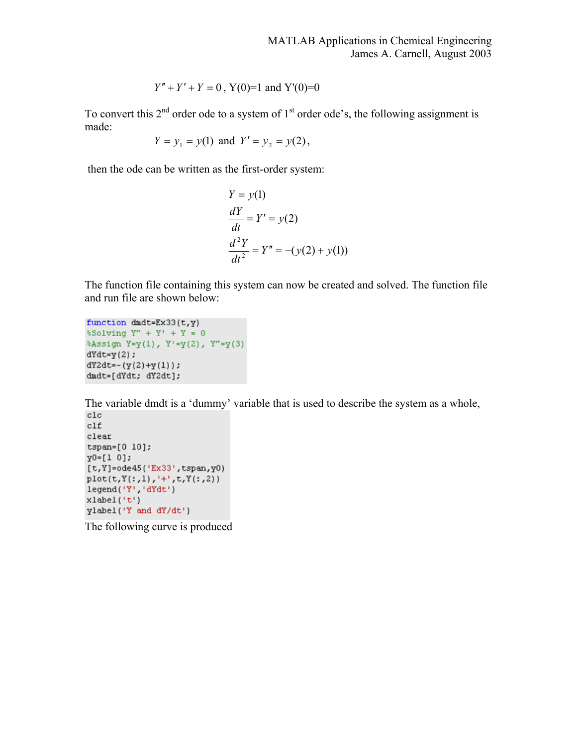$$Y'' + Y' + Y = 0 \text{, Y(0)=1 and Y'(0)=0}$$

To convert this 2[nd] order ode to a system of 1[st] order ode's, the following assignment is made:

$$Y = y_1 = y(1) \text{ and } Y' = y_2 = y(2),$$

then the ode can be written as the first-order system:

$$Y = y(1)$$

$$\frac{dY}{dt} = Y' = y(2)$$

$$\frac{d^2Y}{dt^2} = Y'' = -(y(2) + y(1))$$

The function file containing this system can now be created and solved. The function file and run file are shown below:

```
function dmdt=Ex33(t,y)
%Solving Y" + Y' + Y = 0
%Assign Y=y(1), Y'=y(2), Y"=y(3)
dYdt=y(2);
dY2dt=-(y(2)+y(1));
dmdt=[dYdt; dY2dt];
```

The variable dmdt is a 'dummy' variable that is used to describe the system as a whole,

```
clc
clf
clear
tspan=[0 10];
y0=[1 0];
[t,Y]=ode45('Ex33',tspan,y0)
plot(t,Y(:,1),'+',t,Y(:,2))
legend('Y','dYdt')
xlabel('t')
ylabel('Y and dY/dt')
```

The following curve is produced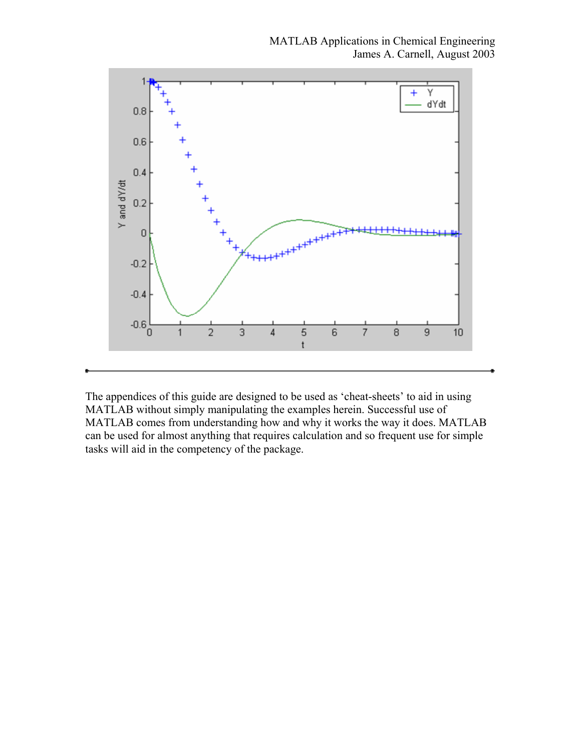The appendices of this guide are designed to be used as 'cheat-sheets' to aid in using MATLAB without simply manipulating the examples herein. Successful use of MATLAB comes from understanding how and why it works the way it does. MATLAB can be used for almost anything that requires calculation and so frequent use for simple tasks will aid in the competency of the package.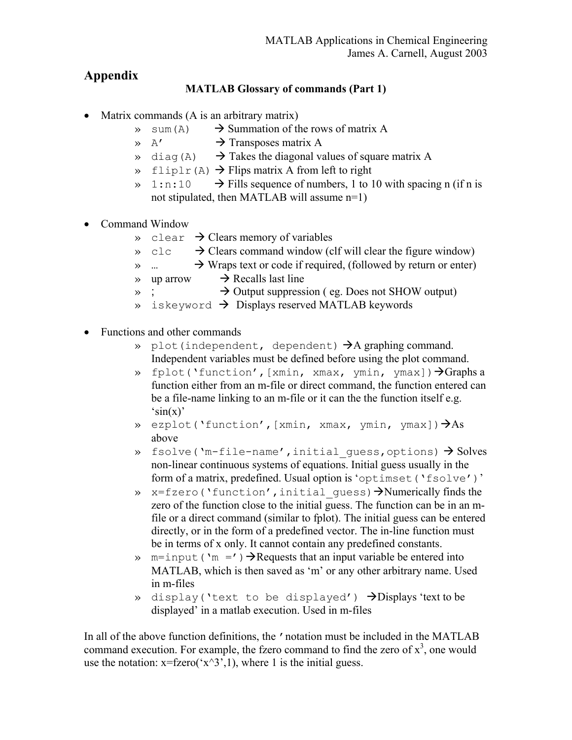# Appendix

## MATLAB Glossary of commands (Part 1)

- Matrix commands (A is an arbitrary matrix)
  - » `sum(A)` → Summation of the rows of matrix A
  - » `A'` → Transposes matrix A
  - » `diag(A)` → Takes the diagonal values of square matrix A
  - » `fliplr(A)` → Flips matrix A from left to right
  - » `1:n:10` → Fills sequence of numbers, 1 to 10 with spacing n (if n is not stipulated, then MATLAB will assume n=1)

- Command Window
  - » `clear` → Clears memory of variables
  - » `clc` → Clears command window (clf will clear the figure window)
  - » … → Wraps text or code if required, (followed by return or enter)
  - » up arrow → Recalls last line
  - » ; → Output suppression ( eg. Does not SHOW output)
  - » `iskeyword` → Displays reserved MATLAB keywords

- Functions and other commands
  - » `plot(independent, dependent)` →A graphing command. Independent variables must be defined before using the plot command.
  - » `fplot('function',[xmin, xmax, ymin, ymax])` →Graphs a function either from an m-file or direct command, the function entered can be a file-name linking to an m-file or it can the the function itself e.g. 'sin(x)'
  - » `ezplot('function',[xmin, xmax, ymin, ymax])` →As above
  - » `fsolve('m-file-name',initial_guess,options)` → Solves non-linear continuous systems of equations. Initial guess usually in the form of a matrix, predefined. Usual option is '`optimset('fsolve')`'
  - » `x=fzero('function',initial_guess)` →Numerically finds the zero of the function close to the initial guess. The function can be in an m-file or a direct command (similar to fplot). The initial guess can be entered directly, or in the form of a predefined vector. The in-line function must be in terms of x only. It cannot contain any predefined constants.
  - » `m=input('m =')` →Requests that an input variable be entered into MATLAB, which is then saved as 'm' or any other arbitrary name. Used in m-files
  - » `display('text to be displayed')` →Displays 'text to be displayed' in a matlab execution. Used in m-files

In all of the above function definitions, the `'` notation must be included in the MATLAB command execution. For example, the fzero command to find the zero of $x^3$, one would use the notation: x=fzero('x^3',1), where 1 is the initial guess.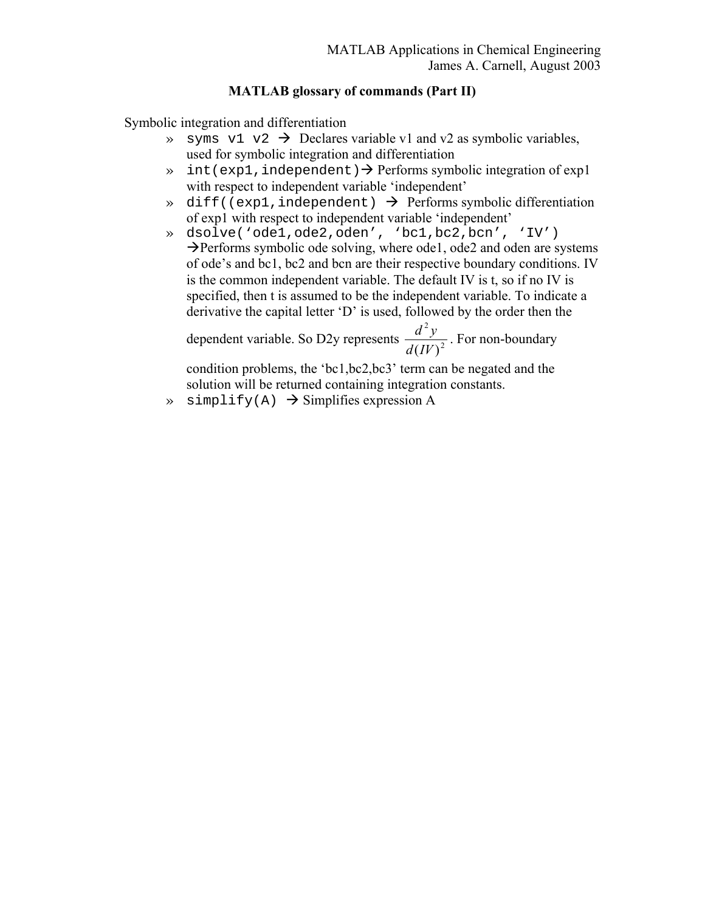## MATLAB glossary of commands (Part II)

Symbolic integration and differentiation

- `syms v1 v2` → Declares variable v1 and v2 as symbolic variables, used for symbolic integration and differentiation
- `int(exp1,independent)`→ Performs symbolic integration of exp1 with respect to independent variable 'independent'
- `diff((exp1,independent)` → Performs symbolic differentiation of exp1 with respect to independent variable 'independent'
- `dsolve('ode1,ode2,oden', 'bc1,bc2,bcn', 'IV')` →Performs symbolic ode solving, where ode1, ode2 and oden are systems of ode's and bc1, bc2 and bcn are their respective boundary conditions. IV is the common independent variable. The default IV is t, so if no IV is specified, then t is assumed to be the independent variable. To indicate a derivative the capital letter 'D' is used, followed by the order then the dependent variable. So D2y represents $\frac{d^2y}{d(IV)^2}$. For non-boundary condition problems, the 'bc1,bc2,bc3' term can be negated and the solution will be returned containing integration constants.
- `simplify(A)` → Simplifies expression A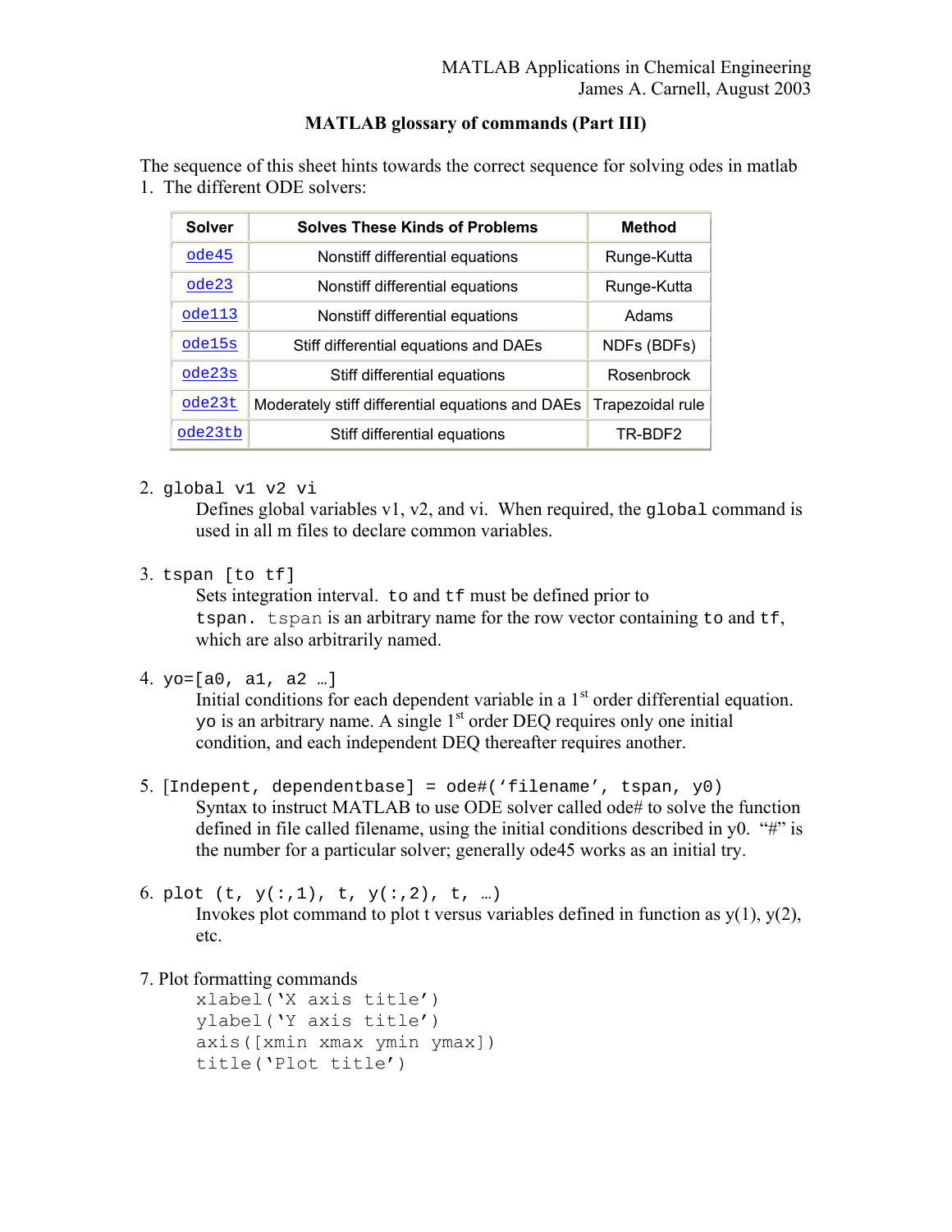MATLAB Applications in Chemical Engineering
James A. Carnell, August 2003

**MATLAB glossary of commands (Part III)**

The sequence of this sheet hints towards the correct sequence for solving odes in matlab

1. The different ODE solvers:

| Solver | Solves These Kinds of Problems | Method |
|---|---|---|
| ode45 | Nonstiff differential equations | Runge-Kutta |
| ode23 | Nonstiff differential equations | Runge-Kutta |
| ode113 | Nonstiff differential equations | Adams |
| ode15s | Stiff differential equations and DAEs | NDFs (BDFs) |
| ode23s | Stiff differential equations | Rosenbrock |
| ode23t | Moderately stiff differential equations and DAEs | Trapezoidal rule |
| ode23tb | Stiff differential equations | TR-BDF2 |

2. `global v1 v2 vi`

   Defines global variables v1, v2, and vi. When required, the `global` command is used in all m files to declare common variables.

3. `tspan [to tf]`

   Sets integration interval. `to` and `tf` must be defined prior to `tspan`. `tspan` is an arbitrary name for the row vector containing `to` and `tf`, which are also arbitrarily named.

4. `yo=[a0, a1, a2 …]`

   Initial conditions for each dependent variable in a 1st order differential equation. `yo` is an arbitrary name. A single 1st order DEQ requires only one initial condition, and each independent DEQ thereafter requires another.

5. `[Indepent, dependentbase] = ode#('filename', tspan, y0)`

   Syntax to instruct MATLAB to use ODE solver called ode# to solve the function defined in file called filename, using the initial conditions described in y0. "#" is the number for a particular solver; generally ode45 works as an initial try.

6. `plot (t, y(:,1), t, y(:,2), t, …)`

   Invokes plot command to plot t versus variables defined in function as y(1), y(2), etc.

7. Plot formatting commands

```
xlabel('X axis title')
ylabel('Y axis title')
axis([xmin xmax ymin ymax])
title('Plot title')
```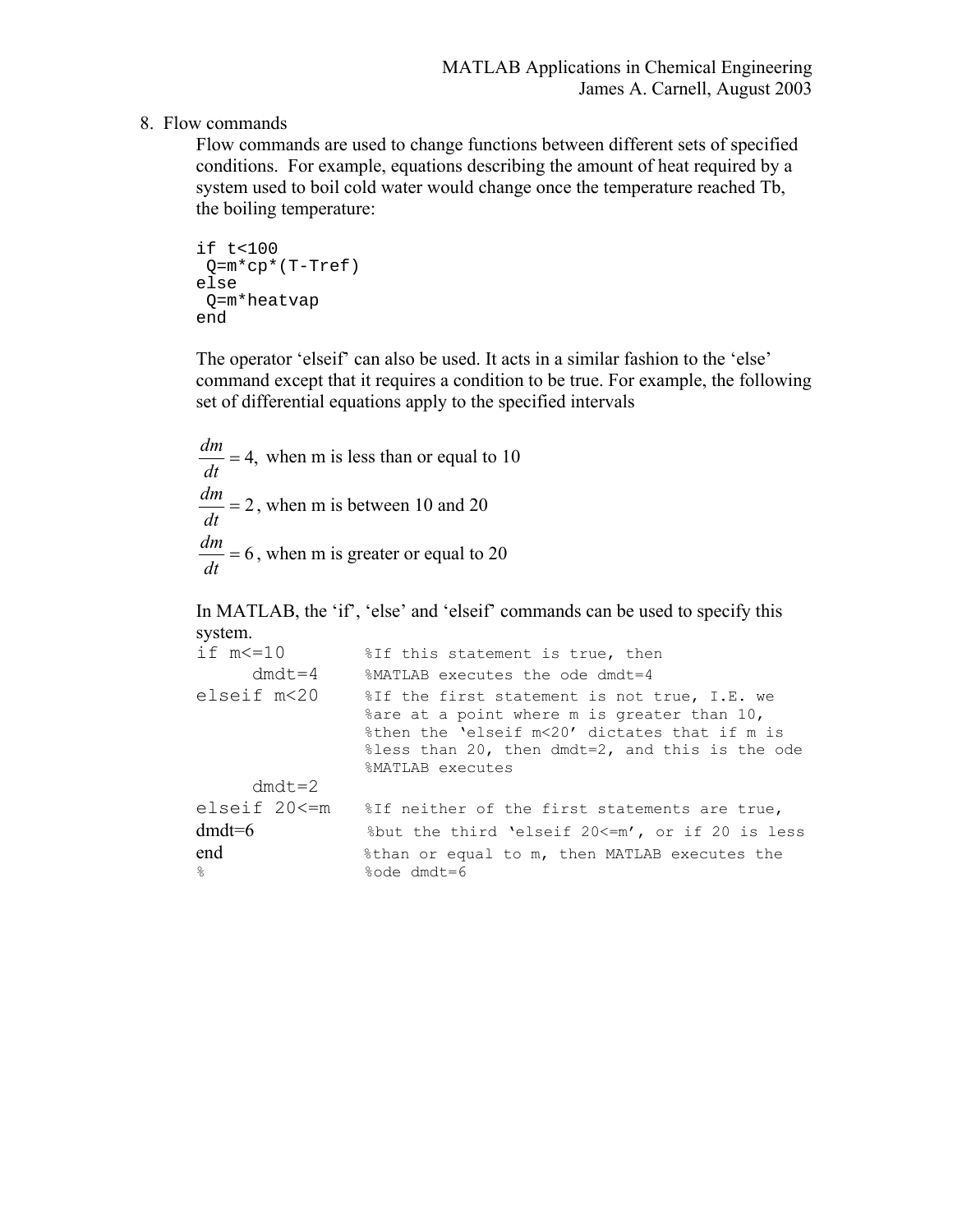8. Flow commands

Flow commands are used to change functions between different sets of specified conditions. For example, equations describing the amount of heat required by a system used to boil cold water would change once the temperature reached Tb, the boiling temperature:

```
if t<100
 Q=m*cp*(T-Tref)
else
 Q=m*heatvap
end
```

The operator 'elseif' can also be used. It acts in a similar fashion to the 'else' command except that it requires a condition to be true. For example, the following set of differential equations apply to the specified intervals

$$\frac{dm}{dt} = 4, \text{ when m is less than or equal to 10}$$

$$\frac{dm}{dt} = 2, \text{ when m is between 10 and 20}$$

$$\frac{dm}{dt} = 6, \text{ when m is greater or equal to 20}$$

In MATLAB, the 'if', 'else' and 'elseif' commands can be used to specify this system.

```
if m<=10        %If this statement is true, then
     dmdt=4     %MATLAB executes the ode dmdt=4
elseif m<20     %If the first statement is not true, I.E. we
                %are at a point where m is greater than 10,
                %then the 'elseif m<20' dictates that if m is
                %less than 20, then dmdt=2, and this is the ode
                %MATLAB executes
     dmdt=2
elseif 20<=m    %If neither of the first statements are true,
dmdt=6          %but the third 'elseif 20<=m', or if 20 is less
end             %than or equal to m, then MATLAB executes the
%               %ode dmdt=6
```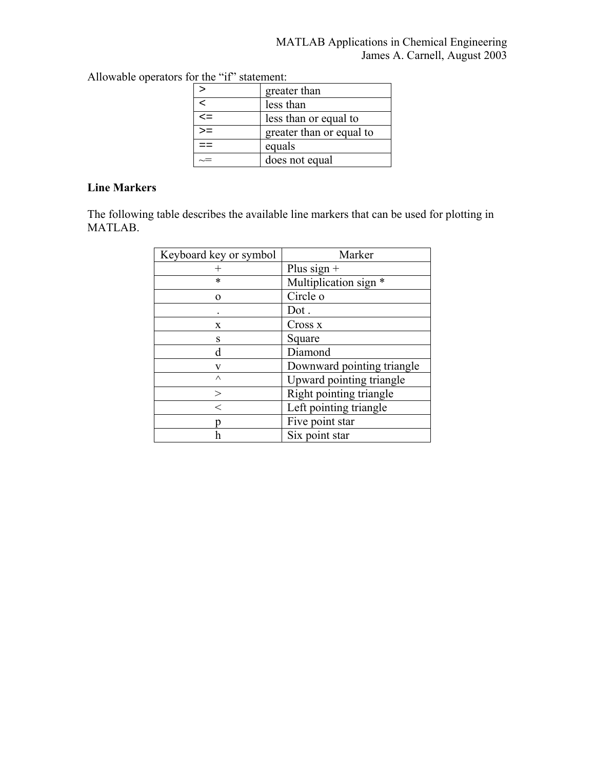Allowable operators for the "if" statement:

| | |
|---|---|
| > | greater than |
| < | less than |
| <= | less than or equal to |
| >= | greater than or equal to |
| == | equals |
| ~= | does not equal |

**Line Markers**

The following table describes the available line markers that can be used for plotting in MATLAB.

| Keyboard key or symbol | Marker |
|---|---|
| + | Plus sign + |
| * | Multiplication sign * |
| o | Circle o |
| . | Dot . |
| x | Cross x |
| s | Square |
| d | Diamond |
| v | Downward pointing triangle |
| ^ | Upward pointing triangle |
| > | Right pointing triangle |
| < | Left pointing triangle |
| p | Five point star |
| h | Six point star |